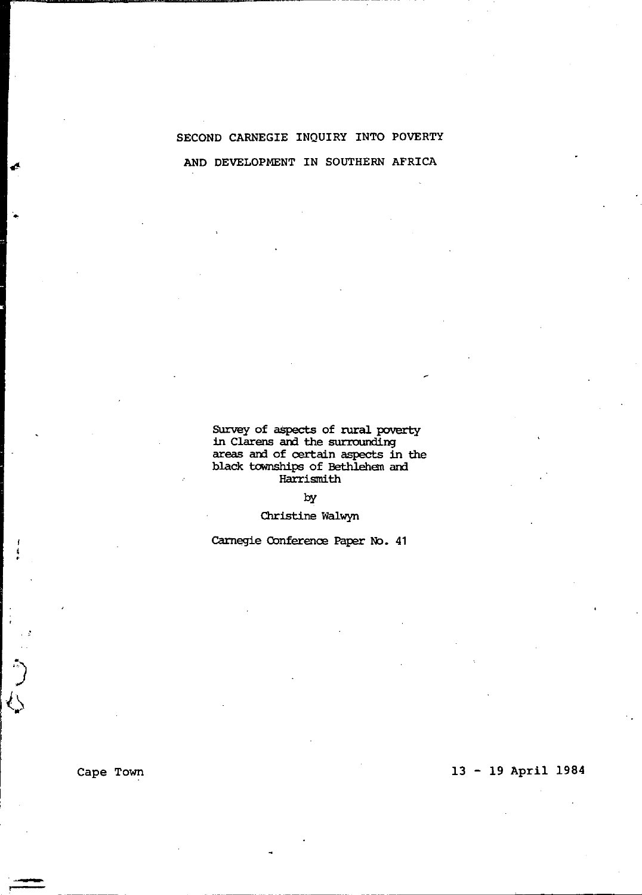# SECOND CARNEGIE INQUIRY INTO POVERTY AND DEVELOPMENT IN SOUTHERN AFRICA

Survey of aspects of rural poverty in Clarens and the surrounding areas and of certain aspects in the black townships of Bethlehem and Harrismith

by

Christine Walwyn

Carnegie Conference Paper No. 41

Cape Town

13 - 19 April 1984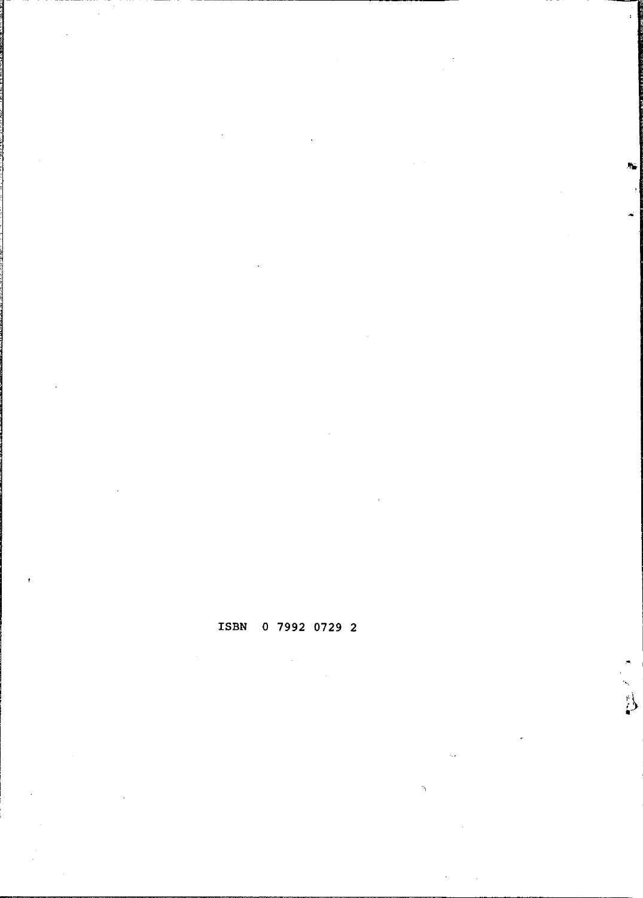ISBN 0 7992 0729 2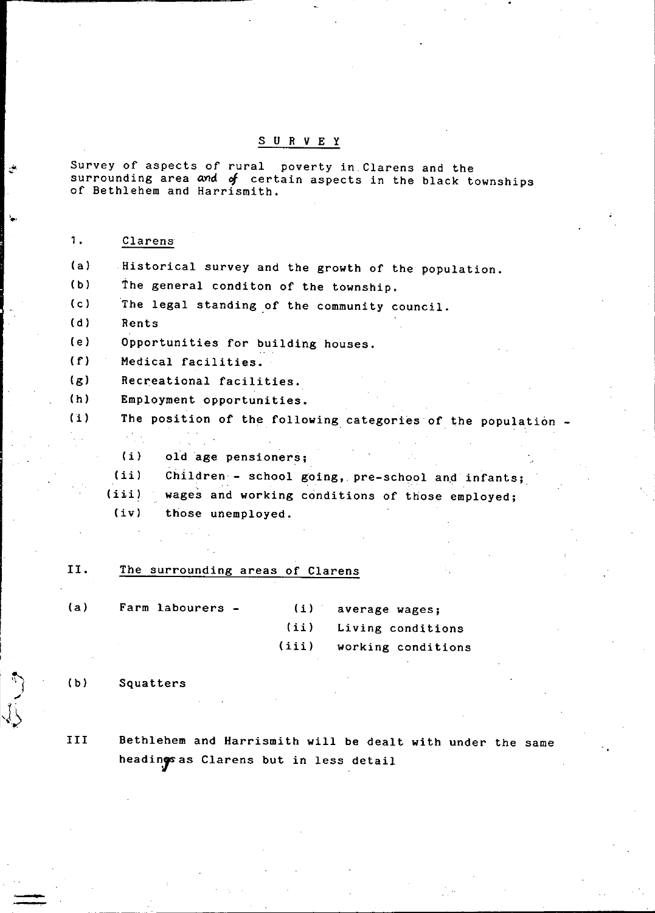# SURVEY

Survey of aspects of rural poverty in Clarens and the surrounding area and of certain aspects in the black townships of Bethlehem and Harrismith.

1. Clarens

(a) Historical survey and the growth of the population.

(b) The general conditon of the township.

(c) The legal standing of the community council.

(d) Rents

(e) Opportunities for building houses.

(f) Medical facilities.

(g) Recreational facilities.

(h) Employment opportunities.

(i) The position of the following categories of the population -

- (i) old age pensioners;
- (ii) Children - school going, pre-school and infants;
- (iii) wages and working conditions of those employed;
- (iv) those unemployed.

II. The surrounding areas of Clarens

(a) Farm labourers -
- (i) average wages;
- (ii) Living conditions
- (iii) working conditions

(b) Squatters

III Bethlehem and Harrismith will be dealt with under the same headings as Clarens but in less detail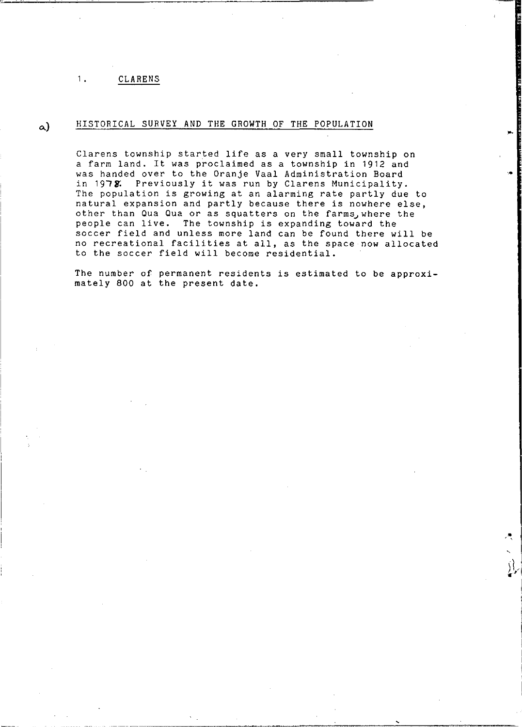## 1. CLARENS

### a) HISTORICAL SURVEY AND THE GROWTH OF THE POPULATION

Clarens township started life as a very small township on a farm land. It was proclaimed as a township in 1912 and was handed over to the Oranje Vaal Administration Board in 1978. Previously it was run by Clarens Municipality. The population is growing at an alarming rate partly due to natural expansion and partly because there is nowhere else, other than Qua Qua or as squatters on the farms, where the people can live. The township is expanding toward the soccer field and unless more land can be found there will be no recreational facilities at all, as the space now allocated to the soccer field will become residential.

The number of permanent residents is estimated to be approximately 800 at the present date.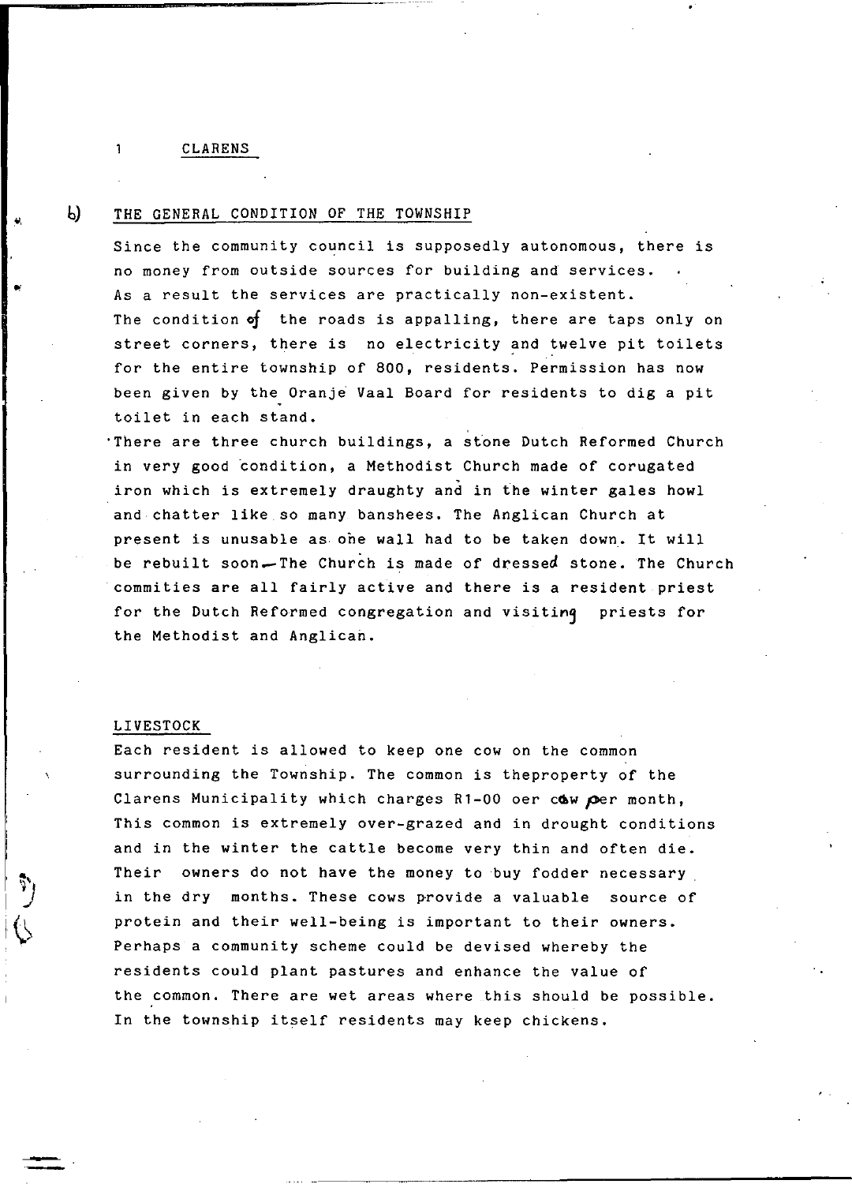1 CLARENS

b) THE GENERAL CONDITION OF THE TOWNSHIP

Since the community council is supposedly autonomous, there is no money from outside sources for building and services. As a result the services are practically non-existent. The condition of the roads is appalling, there are taps only on street corners, there is no electricity and twelve pit toilets for the entire township of 800, residents. Permission has now been given by the Oranje Vaal Board for residents to dig a pit toilet in each stand.

There are three church buildings, a stone Dutch Reformed Church in very good condition, a Methodist Church made of corugated iron which is extremely draughty and in the winter gales howl and chatter like so many banshees. The Anglican Church at present is unusable as one wall had to be taken down. It will be rebuilt soon. The Church is made of dressed stone. The Church commities are all fairly active and there is a resident priest for the Dutch Reformed congregation and visiting priests for the Methodist and Anglican.

LIVESTOCK

Each resident is allowed to keep one cow on the common surrounding the Township. The common is theproperty of the Clarens Municipality which charges R1-00 oer cow per month, This common is extremely over-grazed and in drought conditions and in the winter the cattle become very thin and often die. Their owners do not have the money to buy fodder necessary in the dry months. These cows provide a valuable source of protein and their well-being is important to their owners. Perhaps a community scheme could be devised whereby the residents could plant pastures and enhance the value of the common. There are wet areas where this should be possible. In the township itself residents may keep chickens.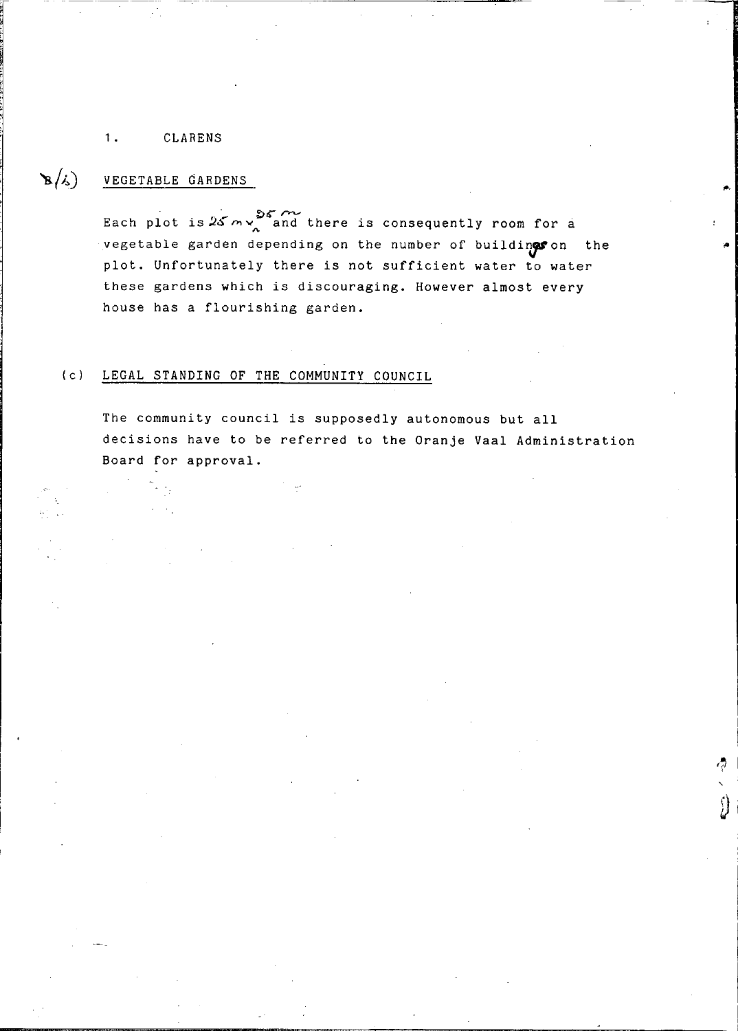1. CLARENS

B/(b) VEGETABLE GARDENS

Each plot is 25 m x 35 m and there is consequently room for a vegetable garden depending on the number of buildings on the plot. Unfortunately there is not sufficient water to water these gardens which is discouraging. However almost every house has a flourishing garden.

(c) LEGAL STANDING OF THE COMMUNITY COUNCIL

The community council is supposedly autonomous but all decisions have to be referred to the Oranje Vaal Administration Board for approval.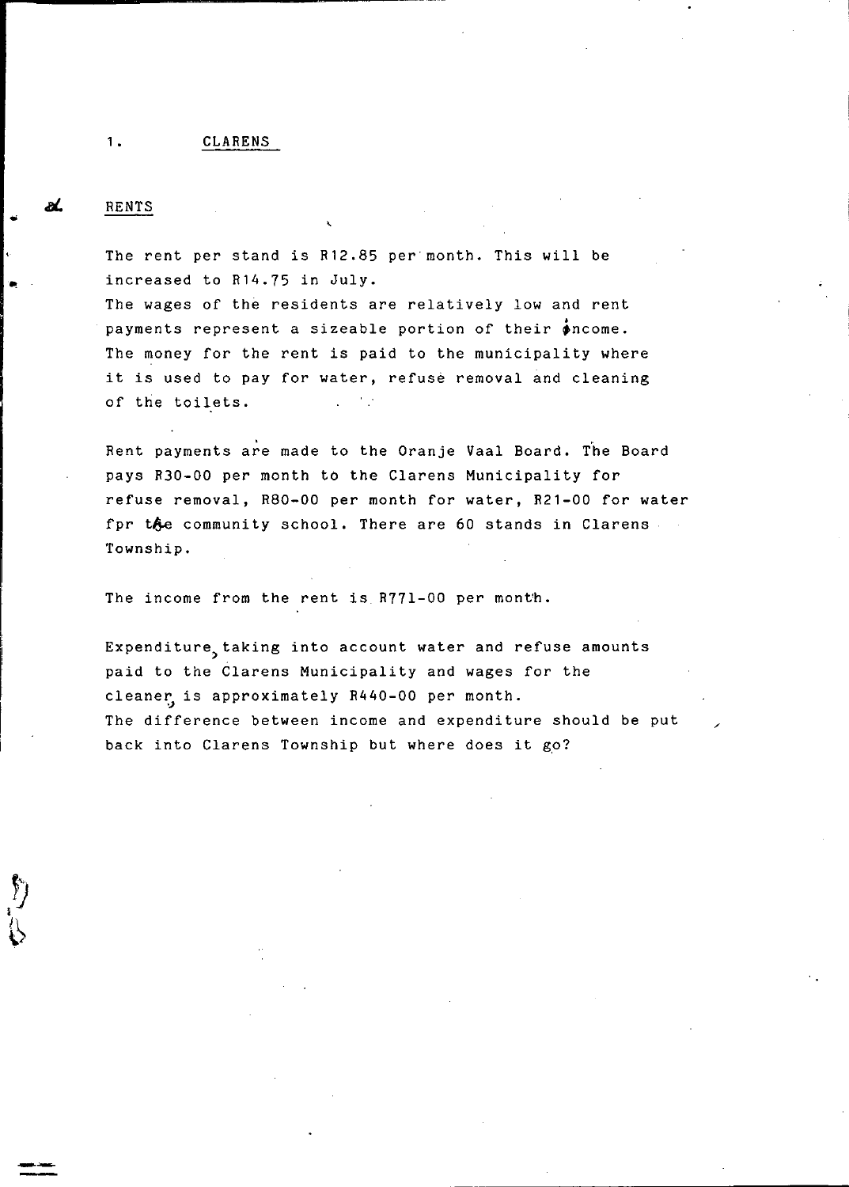1. CLARENS

a. RENTS

The rent per stand is R12.85 per month. This will be increased to R14.75 in July.
The wages of the residents are relatively low and rent payments represent a sizeable portion of their income.
The money for the rent is paid to the municipality where it is used to pay for water, refuse removal and cleaning of the toilets.

Rent payments are made to the Oranje Vaal Board. The Board pays R30-00 per month to the Clarens Municipality for refuse removal, R80-00 per month for water, R21-00 for water fpr the community school. There are 60 stands in Clarens Township.

The income from the rent is R771-00 per month.

Expenditure, taking into account water and refuse amounts paid to the Clarens Municipality and wages for the cleaner, is approximately R440-00 per month.
The difference between income and expenditure should be put back into Clarens Township but where does it go?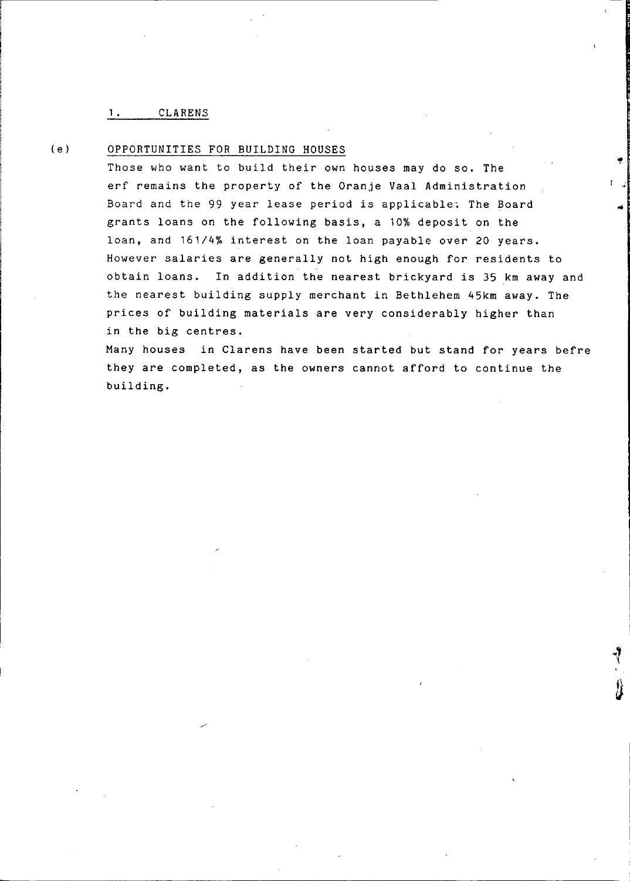## 1. CLARENS

### (e) OPPORTUNITIES FOR BUILDING HOUSES

Those who want to build their own houses may do so. The erf remains the property of the Oranje Vaal Administration Board and the 99 year lease period is applicable. The Board grants loans on the following basis, a 10% deposit on the loan, and 161/4% interest on the loan payable over 20 years. However salaries are generally not high enough for residents to obtain loans. In addition the nearest brickyard is 35 km away and the nearest building supply merchant in Bethlehem 45km away. The prices of building materials are very considerably higher than in the big centres.

Many houses in Clarens have been started but stand for years befre they are completed, as the owners cannot afford to continue the building.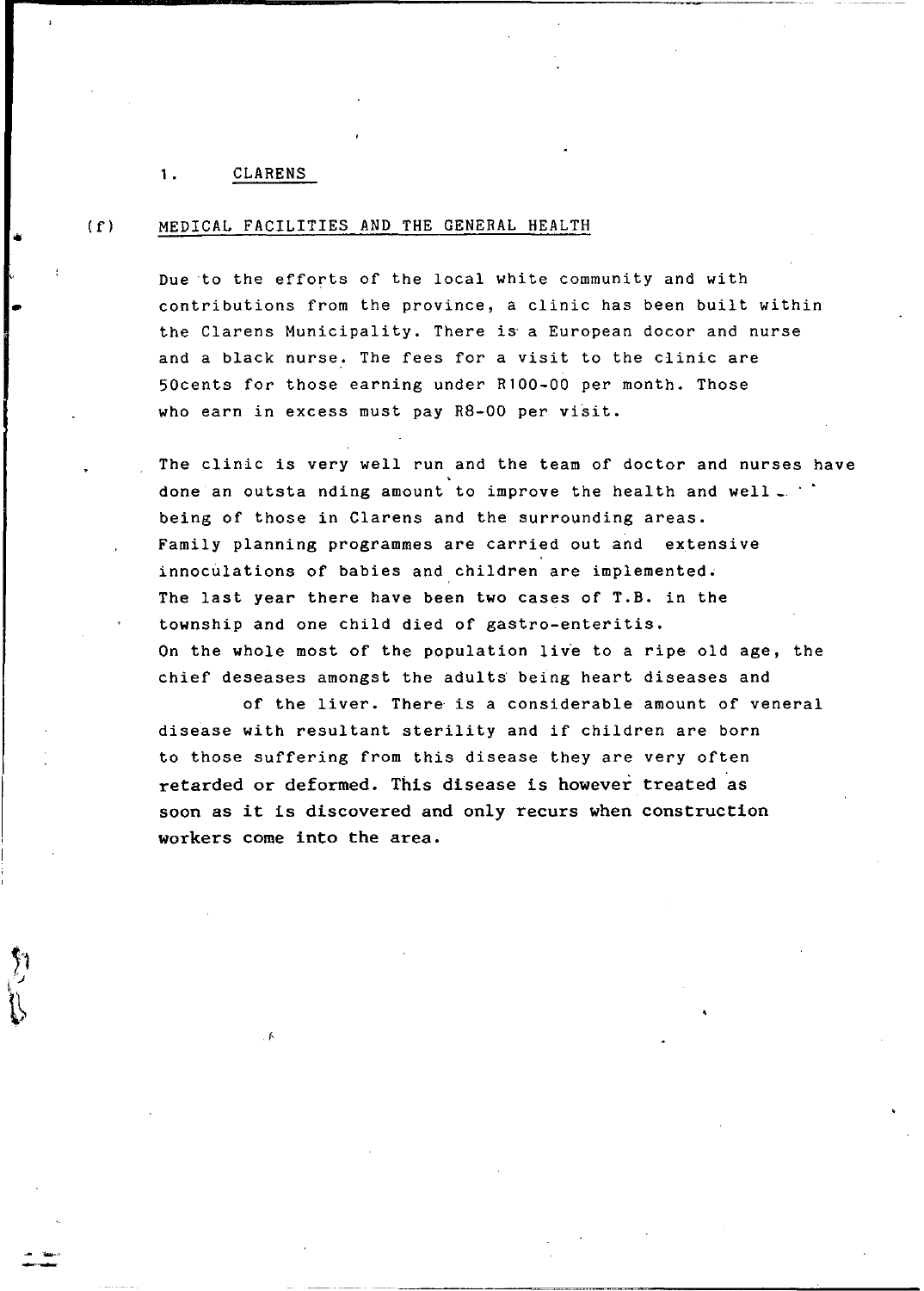## 1. CLARENS

### (f) MEDICAL FACILITIES AND THE GENERAL HEALTH

Due to the efforts of the local white community and with contributions from the province, a clinic has been built within the Clarens Municipality. There is a European docor and nurse and a black nurse. The fees for a visit to the clinic are 50cents for those earning under R100-00 per month. Those who earn in excess must pay R8-00 per visit.

The clinic is very well run and the team of doctor and nurses have done an outsta nding amount to improve the health and well-being of those in Clarens and the surrounding areas. Family planning programmes are carried out and extensive innoculations of babies and children are implemented. The last year there have been two cases of T.B. in the township and one child died of gastro-enteritis. On the whole most of the population live to a ripe old age, the chief deseases amongst the adults being heart diseases and of the liver. There is a considerable amount of veneral disease with resultant sterility and if children are born to those suffering from this disease they are very often retarded or deformed. This disease is however treated as soon as it is discovered and only recurs when construction workers come into the area.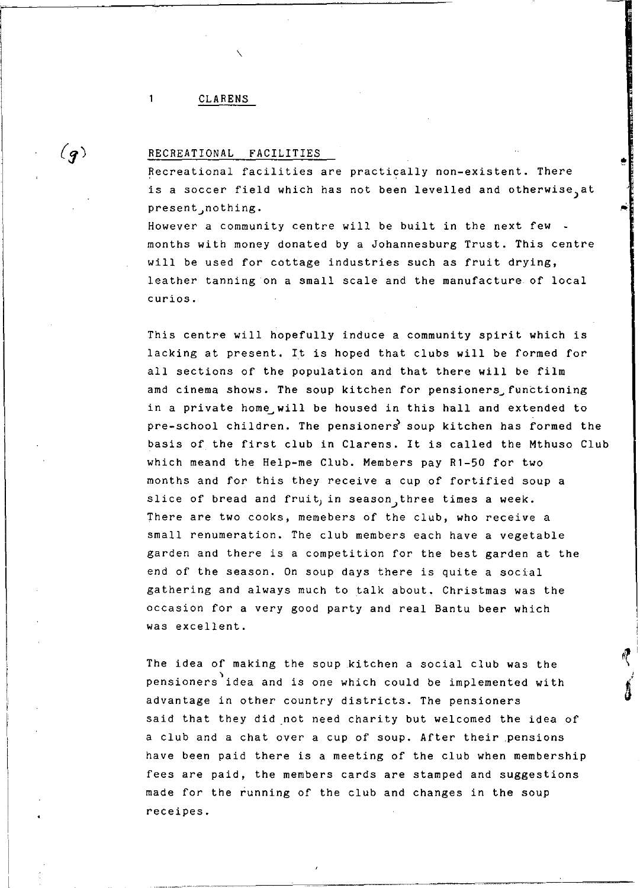1 CLARENS

(g)

RECREATIONAL FACILITIES

Recreational facilities are practically non-existent. There is a soccer field which has not been levelled and otherwise, at present, nothing.
However a community centre will be built in the next few months with money donated by a Johannesburg Trust. This centre will be used for cottage industries such as fruit drying, leather tanning on a small scale and the manufacture of local curios.

This centre will hopefully induce a community spirit which is lacking at present. It is hoped that clubs will be formed for all sections of the population and that there will be film amd cinema shows. The soup kitchen for pensioners, functioning in a private home, will be housed in this hall and extended to pre-school children. The pensioners' soup kitchen has formed the basis of the first club in Clarens. It is called the Mthuso Club which meand the Help-me Club. Members pay R1-50 for two months and for this they receive a cup of fortified soup a slice of bread and fruit, in season, three times a week. There are two cooks, memebers of the club, who receive a small renumeration. The club members each have a vegetable garden and there is a competition for the best garden at the end of the season. On soup days there is quite a social gathering and always much to talk about. Christmas was the occasion for a very good party and real Bantu beer which was excellent.

The idea of making the soup kitchen a social club was the pensioners' idea and is one which could be implemented with advantage in other country districts. The pensioners said that they did not need charity but welcomed the idea of a club and a chat over a cup of soup. After their pensions have been paid there is a meeting of the club when membership fees are paid, the members cards are stamped and suggestions made for the running of the club and changes in the soup receipes.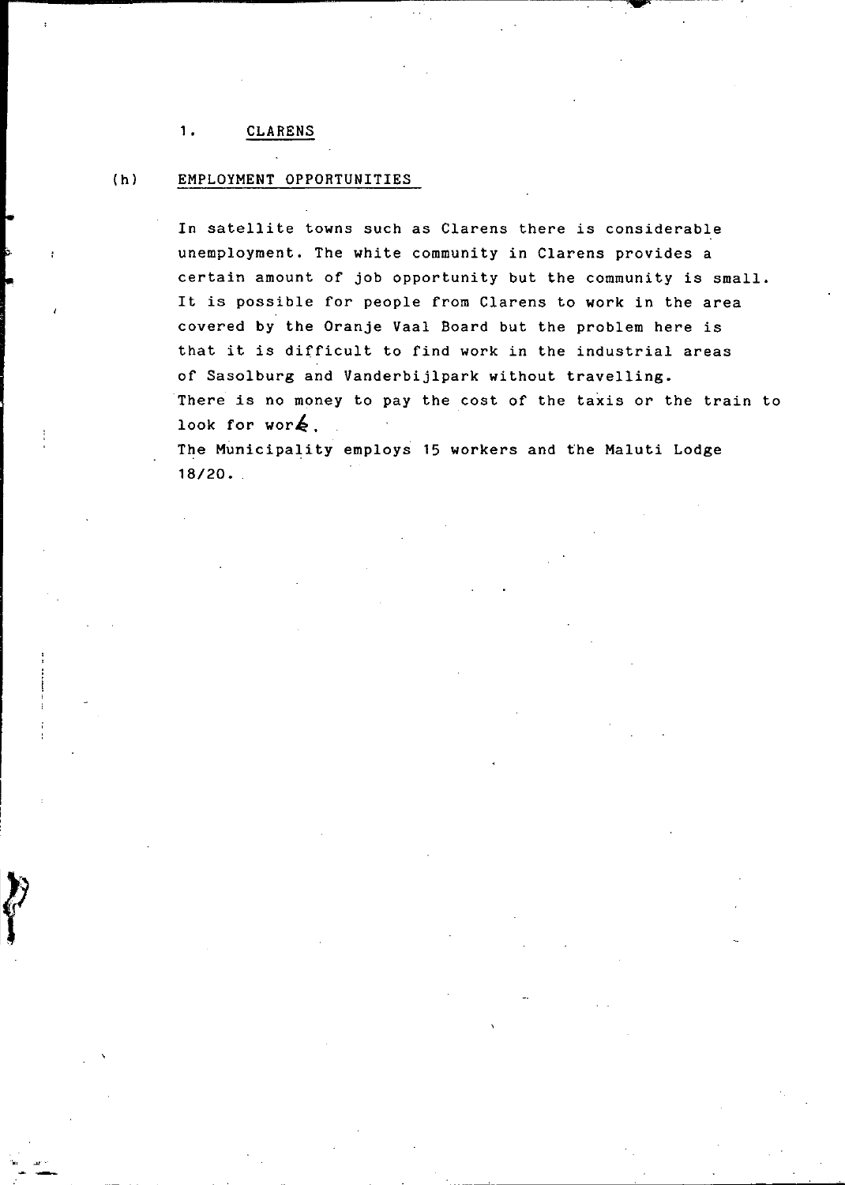1. CLARENS

(h) EMPLOYMENT OPPORTUNITIES

In satellite towns such as Clarens there is considerable unemployment. The white community in Clarens provides a certain amount of job opportunity but the community is small. It is possible for people from Clarens to work in the area covered by the Oranje Vaal Board but the problem here is that it is difficult to find work in the industrial areas of Sasolburg and Vanderbijlpark without travelling. There is no money to pay the cost of the taxis or the train to look for work.

The Municipality employs 15 workers and the Maluti Lodge 18/20.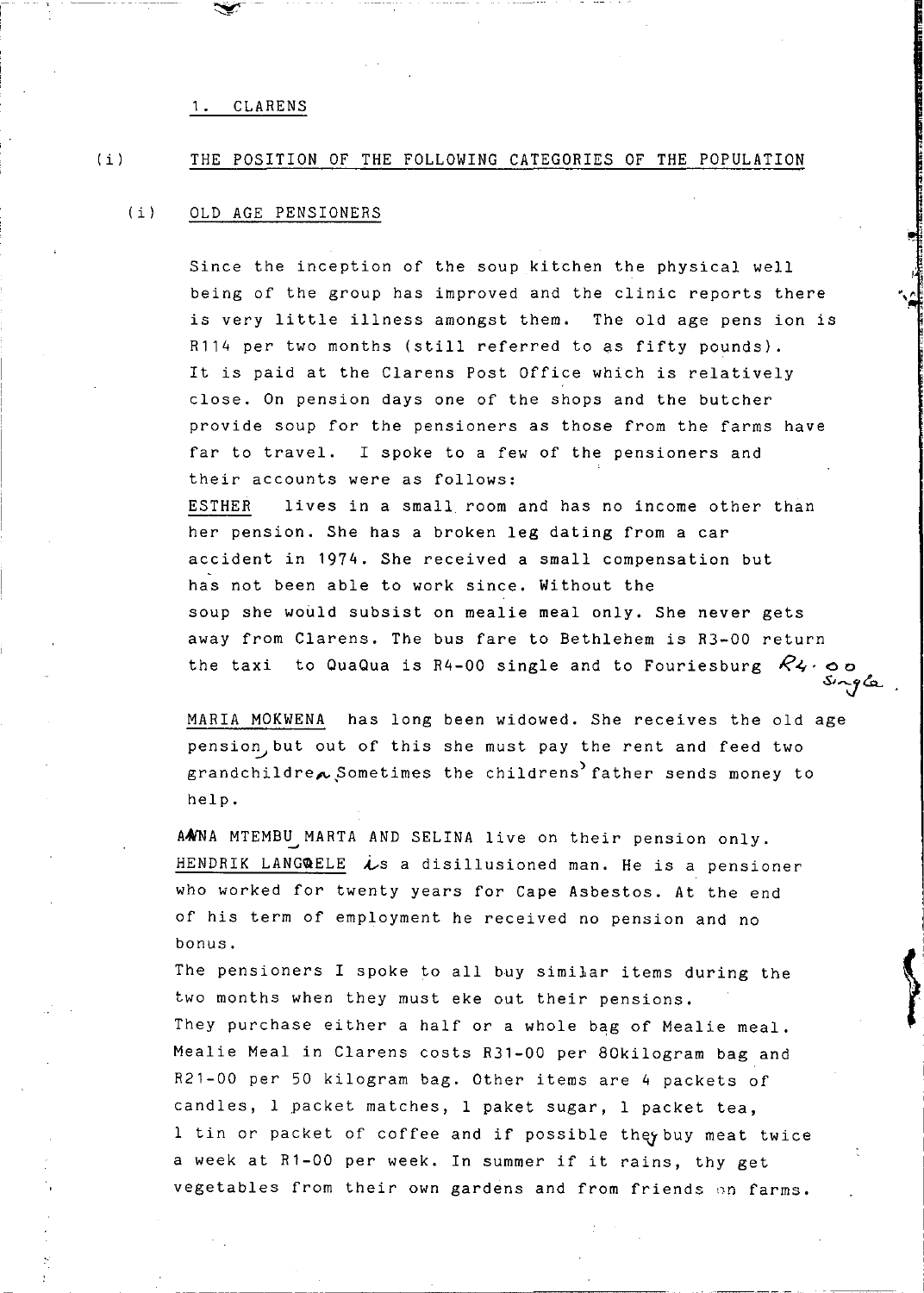## 1. CLARENS

(i) THE POSITION OF THE FOLLOWING CATEGORIES OF THE POPULATION

### (i) OLD AGE PENSIONERS

Since the inception of the soup kitchen the physical well being of the group has improved and the clinic reports there is very little illness amongst them. The old age pens ion is R114 per two months (still referred to as fifty pounds). It is paid at the Clarens Post Office which is relatively close. On pension days one of the shops and the butcher provide soup for the pensioners as those from the farms have far to travel. I spoke to a few of the pensioners and their accounts were as follows:

ESTHER lives in a small room and has no income other than her pension. She has a broken leg dating from a car accident in 1974. She received a small compensation but has not been able to work since. Without the soup she would subsist on mealie meal only. She never gets away from Clarens. The bus fare to Bethlehem is R3-00 return the taxi to QuaQua is R4-00 single and to Fouriesburg R4.00 single.

MARIA MOKWENA has long been widowed. She receives the old age pension, but out of this she must pay the rent and feed two grandchildren. Sometimes the childrens' father sends money to help.

ANNA MTEMBU, MARTA AND SELINA live on their pension only.
HENDRIK LANGQELE is a disillusioned man. He is a pensioner who worked for twenty years for Cape Asbestos. At the end of his term of employment he received no pension and no bonus.
The pensioners I spoke to all buy similar items during the two months when they must eke out their pensions.
They purchase either a half or a whole bag of Mealie meal. Mealie Meal in Clarens costs R31-00 per 80kilogram bag and R21-00 per 50 kilogram bag. Other items are 4 packets of candles, 1 packet matches, 1 paket sugar, 1 packet tea, 1 tin or packet of coffee and if possible they buy meat twice a week at R1-00 per week. In summer if it rains, thy get vegetables from their own gardens and from friends on farms.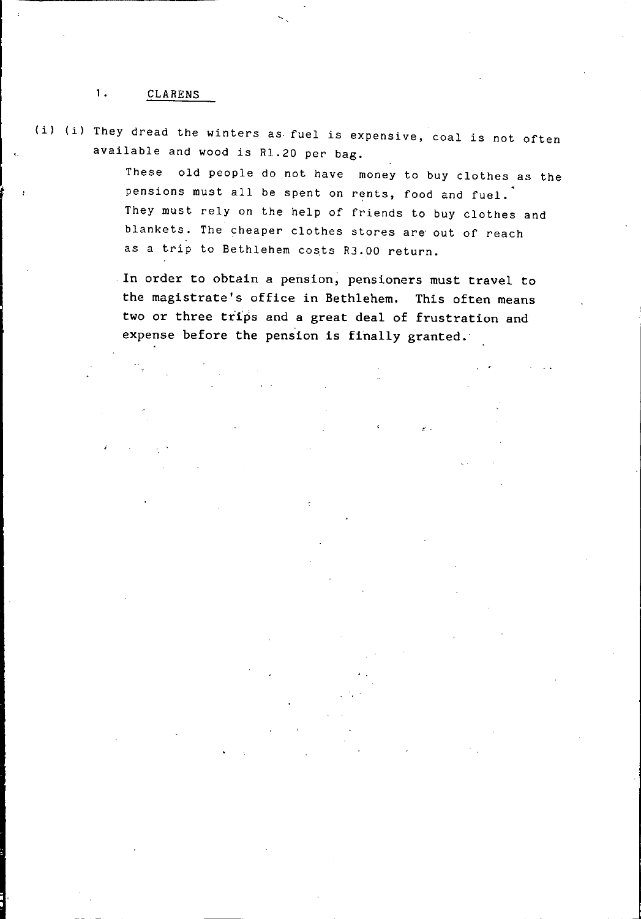1. CLARENS

(i) (i) They dread the winters as fuel is expensive, coal is not often available and wood is R1.20 per bag.

These old people do not have money to buy clothes as the pensions must all be spent on rents, food and fuel. They must rely on the help of friends to buy clothes and blankets. The cheaper clothes stores are out of reach as a trip to Bethlehem costs R3.00 return.

In order to obtain a pension, pensioners must travel to the magistrate's office in Bethlehem. This often means two or three trips and a great deal of frustration and expense before the pension is finally granted.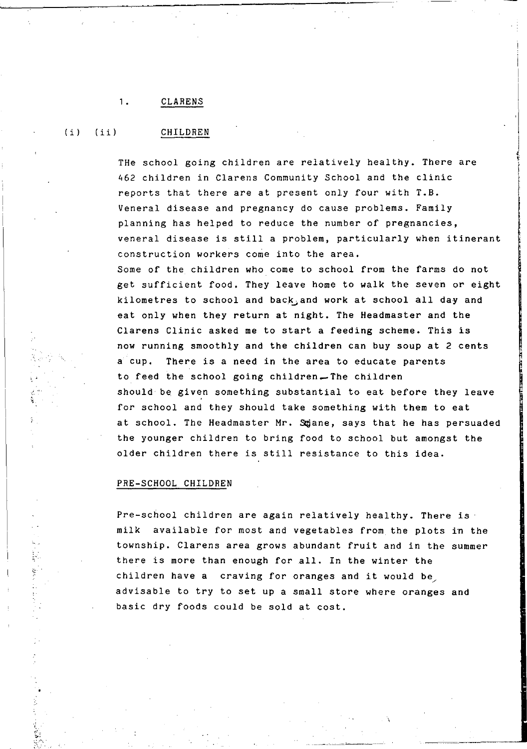1. CLARENS

(i) (ii) CHILDREN

THe school going children are relatively healthy. There are 462 children in Clarens Community School and the clinic reports that there are at present only four with T.B. Veneral disease and pregnancy do cause problems. Family planning has helped to reduce the number of pregnancies, veneral disease is still a problem, particularly when itinerant construction workers come into the area.
Some of the children who come to school from the farms do not get sufficient food. They leave home to walk the seven or eight kilometres to school and back, and work at school all day and eat only when they return at night. The Headmaster and the Clarens Clinic asked me to start a feeding scheme. This is now running smoothly and the children can buy soup at 2 cents a cup. There is a need in the area to educate parents to feed the school going children. The children should be given something substantial to eat before they leave for school and they should take something with them to eat at school. The Headmaster Mr. Sejane, says that he has persuaded the younger children to bring food to school but amongst the older children there is still resistance to this idea.

PRE-SCHOOL CHILDREN

Pre-school children are again relatively healthy. There is milk available for most and vegetables from the plots in the township. Clarens area grows abundant fruit and in the summer there is more than enough for all. In the winter the children have a craving for oranges and it would be advisable to try to set up a small store where oranges and basic dry foods could be sold at cost.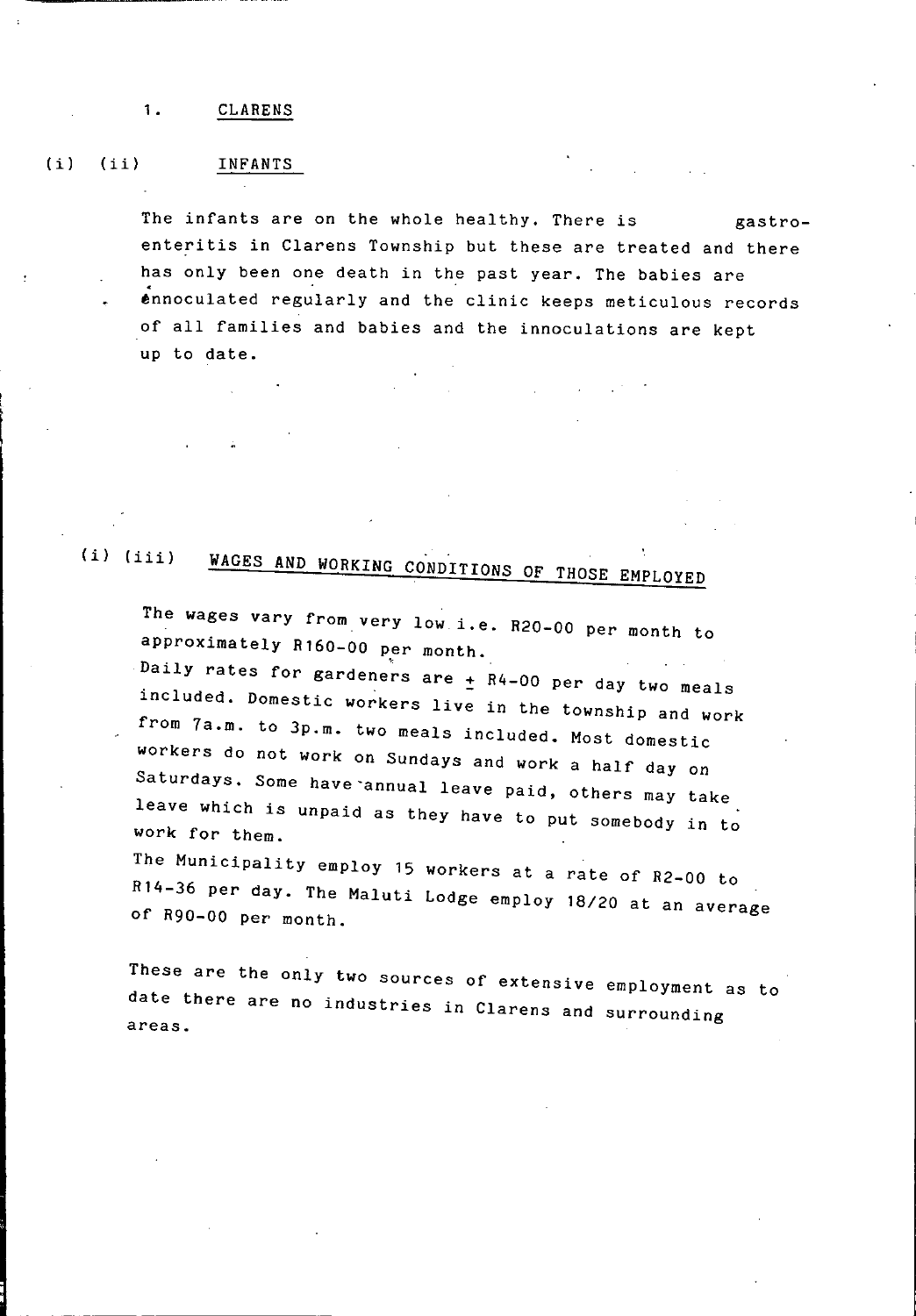## 1. CLARENS

### (i) (ii) INFANTS

The infants are on the whole healthy. There is gastro-enteritis in Clarens Township but these are treated and there has only been one death in the past year. The babies are ennoculated regularly and the clinic keeps meticulous records of all families and babies and the innoculations are kept up to date.

### (i) (iii) WAGES AND WORKING CONDITIONS OF THOSE EMPLOYED

The wages vary from very low i.e. R20-00 per month to approximately R160-00 per month.
Daily rates for gardeners are ± R4-00 per day two meals included. Domestic workers live in the township and work from 7a.m. to 3p.m. two meals included. Most domestic workers do not work on Sundays and work a half day on Saturdays. Some have annual leave paid, others may take leave which is unpaid as they have to put somebody in to work for them.
The Municipality employ 15 workers at a rate of R2-00 to R14-36 per day. The Maluti Lodge employ 18/20 at an average of R90-00 per month.

These are the only two sources of extensive employment as to date there are no industries in Clarens and surrounding areas.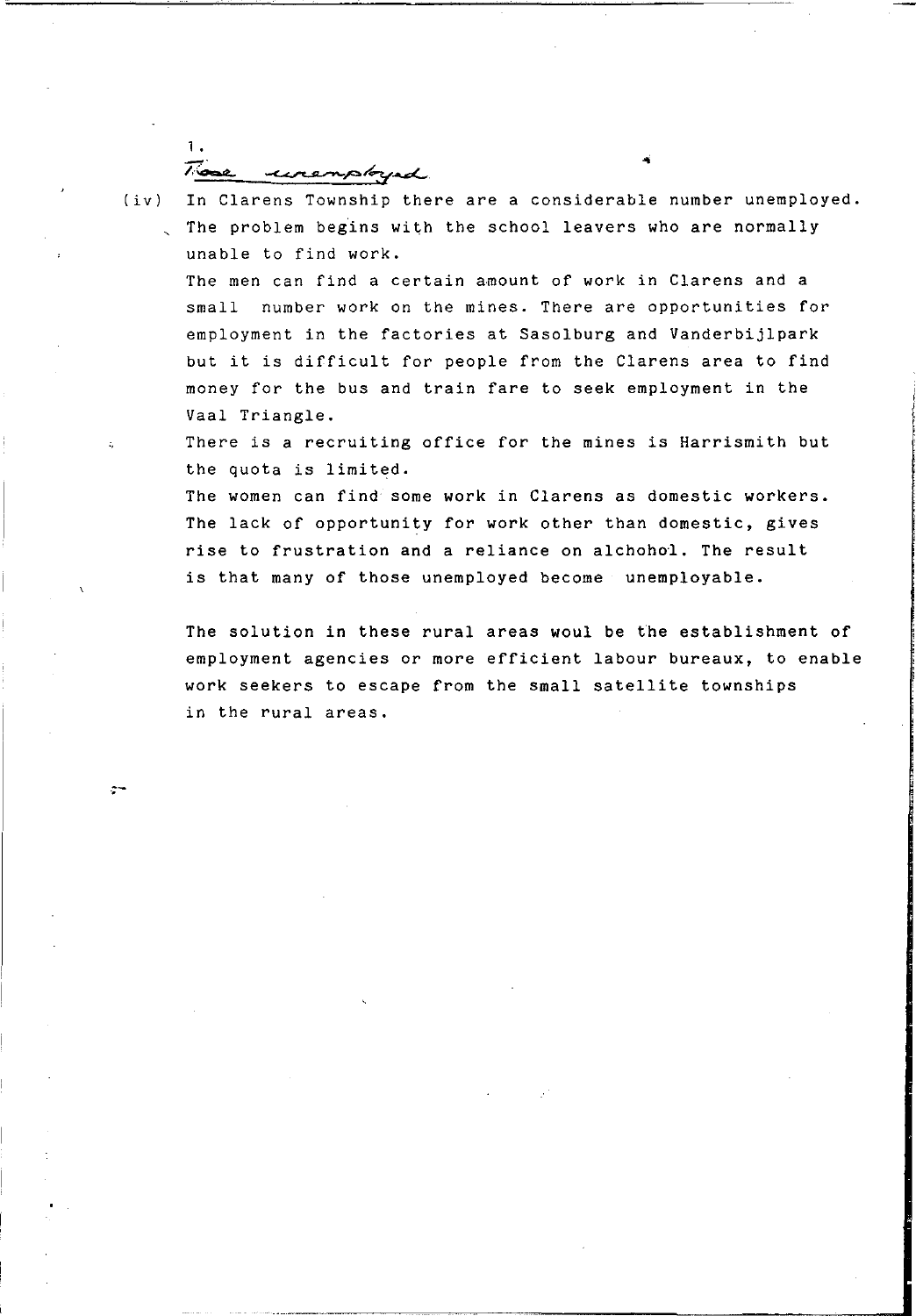1.

*Those unemployed*

(iv) In Clarens Township there are a considerable number unemployed. The problem begins with the school leavers who are normally unable to find work.

The men can find a certain amount of work in Clarens and a small number work on the mines. There are opportunities for employment in the factories at Sasolburg and Vanderbijlpark but it is difficult for people from the Clarens area to find money for the bus and train fare to seek employment in the Vaal Triangle.

There is a recruiting office for the mines is Harrismith but the quota is limited.

The women can find some work in Clarens as domestic workers. The lack of opportunity for work other than domestic, gives rise to frustration and a reliance on alchohol. The result is that many of those unemployed become unemployable.

The solution in these rural areas woul be the establishment of employment agencies or more efficient labour bureaux, to enable work seekers to escape from the small satellite townships in the rural areas.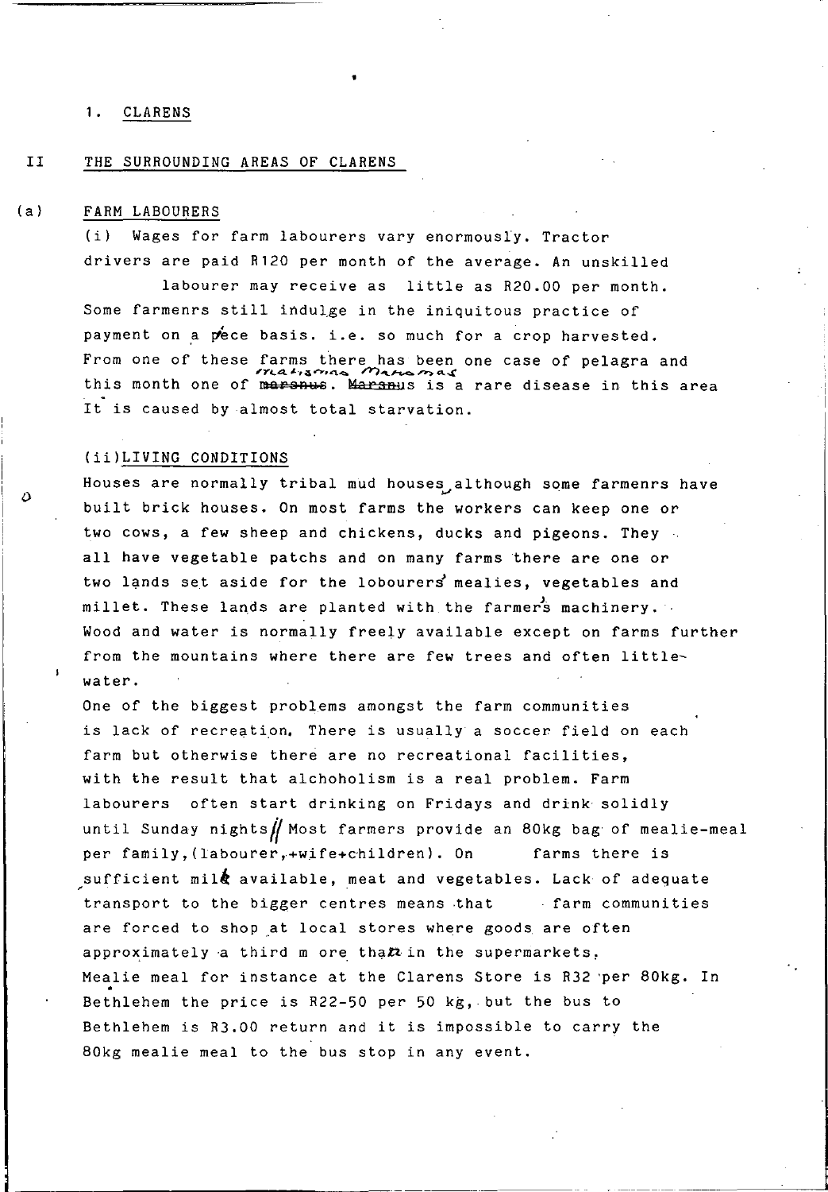1. CLARENS

## II THE SURROUNDING AREAS OF CLARENS

### (a) FARM LABOURERS

(i) Wages for farm labourers vary enormously. Tractor drivers are paid R120 per month of the average. An unskilled labourer may receive as little as R20.00 per month. Some farmenrs still indulge in the iniquitous practice of payment on a piece basis. i.e. so much for a crop harvested. From one of these farms there has been one case of pelagra and this month one of ~~marsnus~~ marasmus. ~~Marsnus~~ Marasmus is a rare disease in this area It is caused by almost total starvation.

(ii) LIVING CONDITIONS

Houses are normally tribal mud houses, although some farmenrs have built brick houses. On most farms the workers can keep one or two cows, a few sheep and chickens, ducks and pigeons. They all have vegetable patchs and on many farms there are one or two lands set aside for the lobourers' mealies, vegetables and millet. These lands are planted with the farmer's machinery. Wood and water is normally freely available except on farms further from the mountains where there are few trees and often little water.

One of the biggest problems amongst the farm communities is lack of recreation. There is usually a soccer field on each farm but otherwise there are no recreational facilities, with the result that alchoholism is a real problem. Farm labourers often start drinking on Fridays and drink solidly until Sunday nights. Most farmers provide an 80kg bag of mealie-meal per family, (labourer, +wife+children). On farms there is sufficient milk available, meat and vegetables. Lack of adequate transport to the bigger centres means that farm communities are forced to shop at local stores where goods are often approximately a third more than in the supermarkets. Mealie meal for instance at the Clarens Store is R32 per 80kg. In Bethlehem the price is R22-50 per 50 kg, but the bus to Bethlehem is R3.00 return and it is impossible to carry the 80kg mealie meal to the bus stop in any event.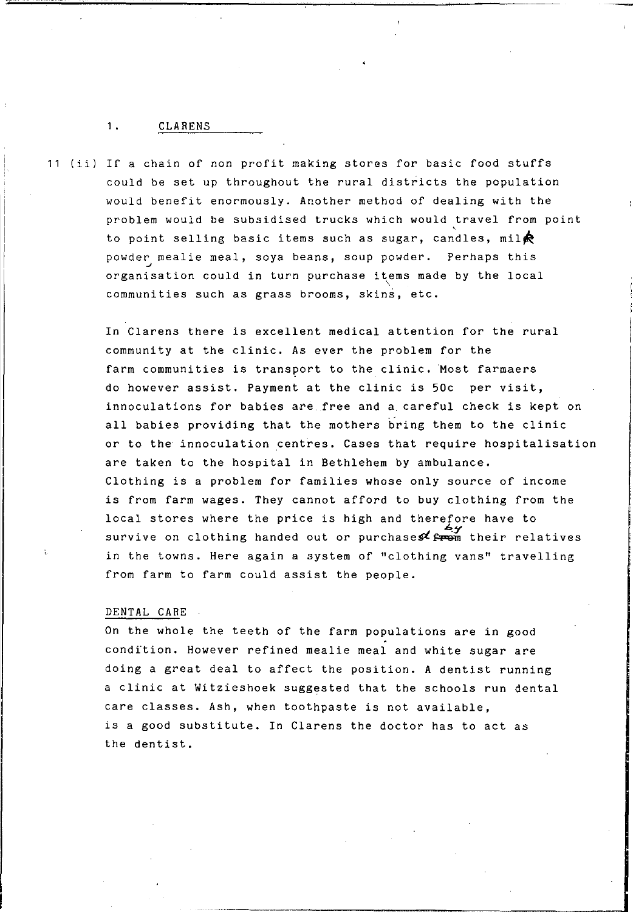1. CLARENS

11 (ii) If a chain of non profit making stores for basic food stuffs could be set up throughout the rural districts the population would benefit enormously. Another method of dealing with the problem would be subsidised trucks which would travel from point to point selling basic items such as sugar, candles, milk powder, mealie meal, soya beans, soup powder. Perhaps this organisation could in turn purchase items made by the local communities such as grass brooms, skins, etc.

In Clarens there is excellent medical attention for the rural community at the clinic. As ever the problem for the farm communities is transport to the clinic. Most farmaers do however assist. Payment at the clinic is 50c per visit, innoculations for babies are free and a careful check is kept on all babies providing that the mothers bring them to the clinic or to the innoculation centres. Cases that require hospitalisation are taken to the hospital in Bethlehem by ambulance.
Clothing is a problem for families whose only source of income is from farm wages. They cannot afford to buy clothing from the local stores where the price is high and therefore have to survive on clothing handed out or purchased by their relatives in the towns. Here again a system of "clothing vans" travelling from farm to farm could assist the people.

DENTAL CARE

On the whole the teeth of the farm populations are in good condition. However refined mealie meal and white sugar are doing a great deal to affect the position. A dentist running a clinic at Witzieshoek suggested that the schools run dental care classes. Ash, when toothpaste is not available, is a good substitute. In Clarens the doctor has to act as the dentist.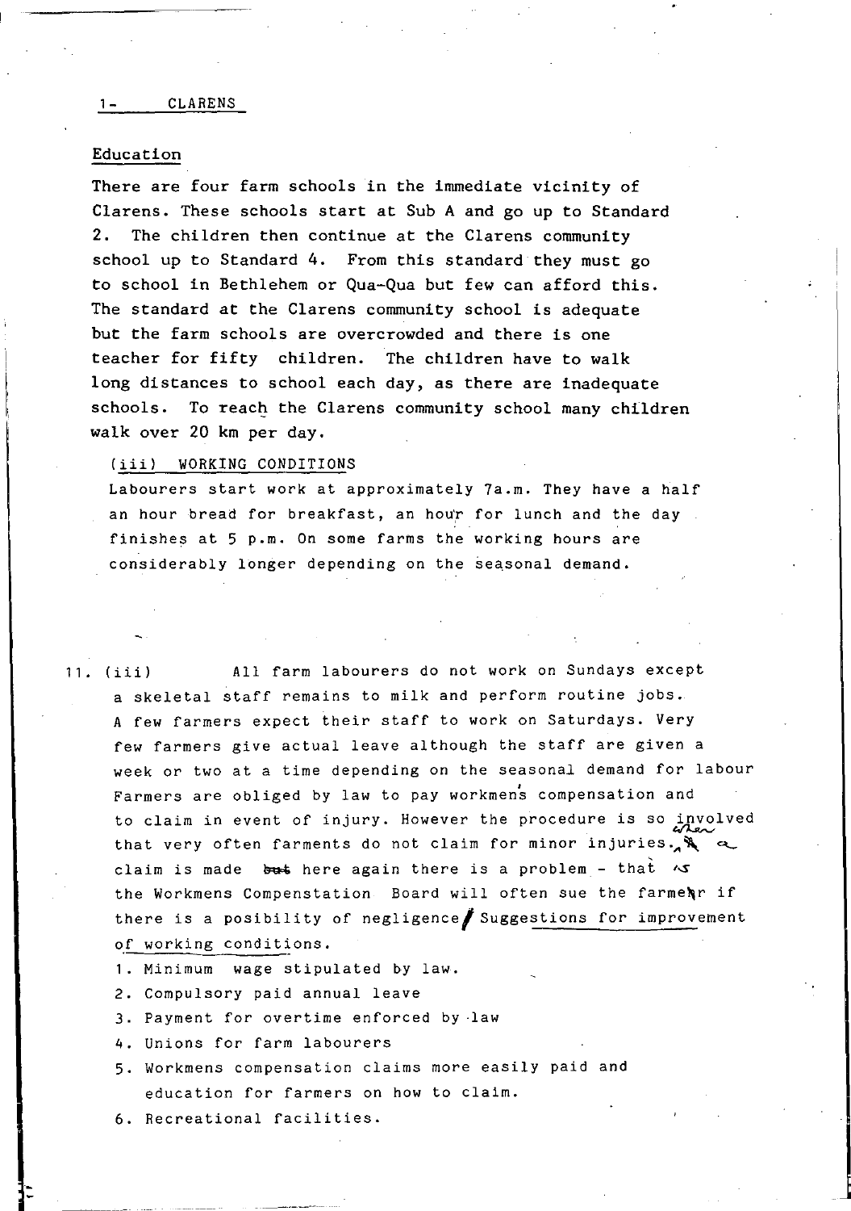1- CLARENS

### Education

There are four farm schools in the immediate vicinity of Clarens. These schools start at Sub A and go up to Standard 2. The children then continue at the Clarens community school up to Standard 4. From this standard they must go to school in Bethlehem or Qua-Qua but few can afford this. The standard at the Clarens community school is adequate but the farm schools are overcrowded and there is one teacher for fifty children. The children have to walk long distances to school each day, as there are inadequate schools. To reach the Clarens community school many children walk over 20 km per day.

(iii) WORKING CONDITIONS

Labourers start work at approximately 7a.m. They have a half an hour bread for breakfast, an hour for lunch and the day finishes at 5 p.m. On some farms the working hours are considerably longer depending on the seasonal demand.

11. (iii) All farm labourers do not work on Sundays except a skeletal staff remains to milk and perform routine jobs. A few farmers expect their staff to work on Saturdays. Very few farmers give actual leave although the staff are given a week or two at a time depending on the seasonal demand for labour Farmers are obliged by law to pay workmens compensation and to claim in event of injury. However the procedure is so involved that very often farments do not claim for minor injuries. When a claim is made ~~but~~ here again there is a problem - that is the Workmens Compenstation Board will often sue the farmer if there is a posibility of negligence. Suggestions for improvement of working conditions.

1. Minimum wage stipulated by law.
2. Compulsory paid annual leave
3. Payment for overtime enforced by law
4. Unions for farm labourers
5. Workmens compensation claims more easily paid and education for farmers on how to claim.
6. Recreational facilities.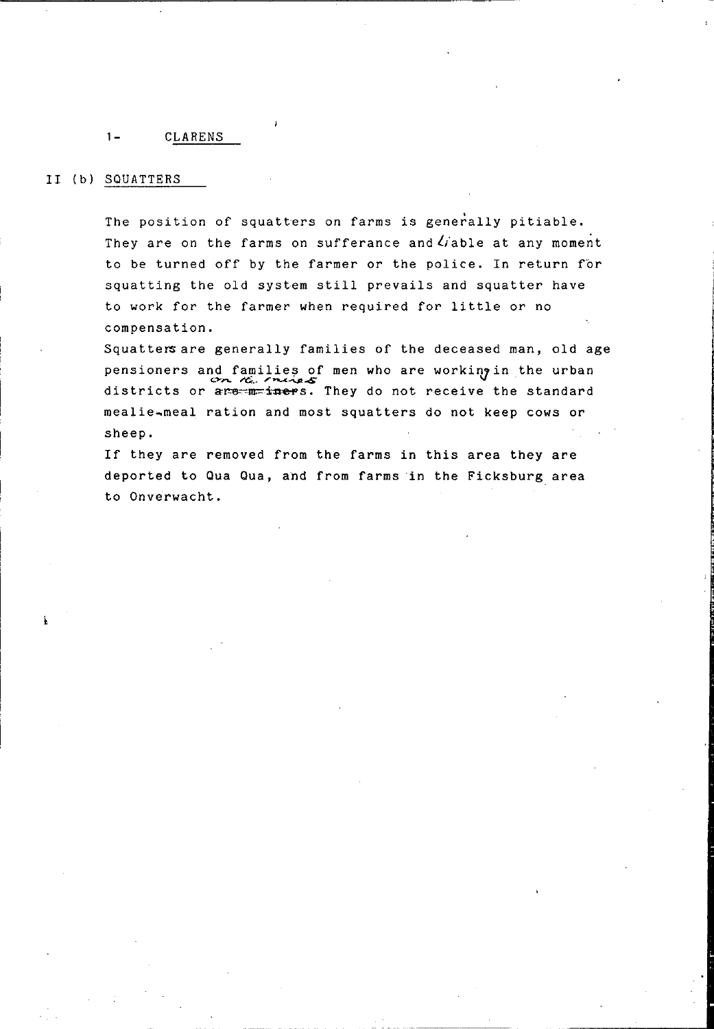1- CLARENS

II (b) SQUATTERS

The position of squatters on farms is generally pitiable. They are on the farms on sufferance and liable at any moment to be turned off by the farmer or the police. In return for squatting the old system still prevails and squatter have to work for the farmer when required for little or no compensation.

Squatters are generally families of the deceased man, old age pensioners and families of men who are working in the urban districts or on the mines. They do not receive the standard mealie-meal ration and most squatters do not keep cows or sheep.

If they are removed from the farms in this area they are deported to Qua Qua, and from farms in the Ficksburg area to Onverwacht.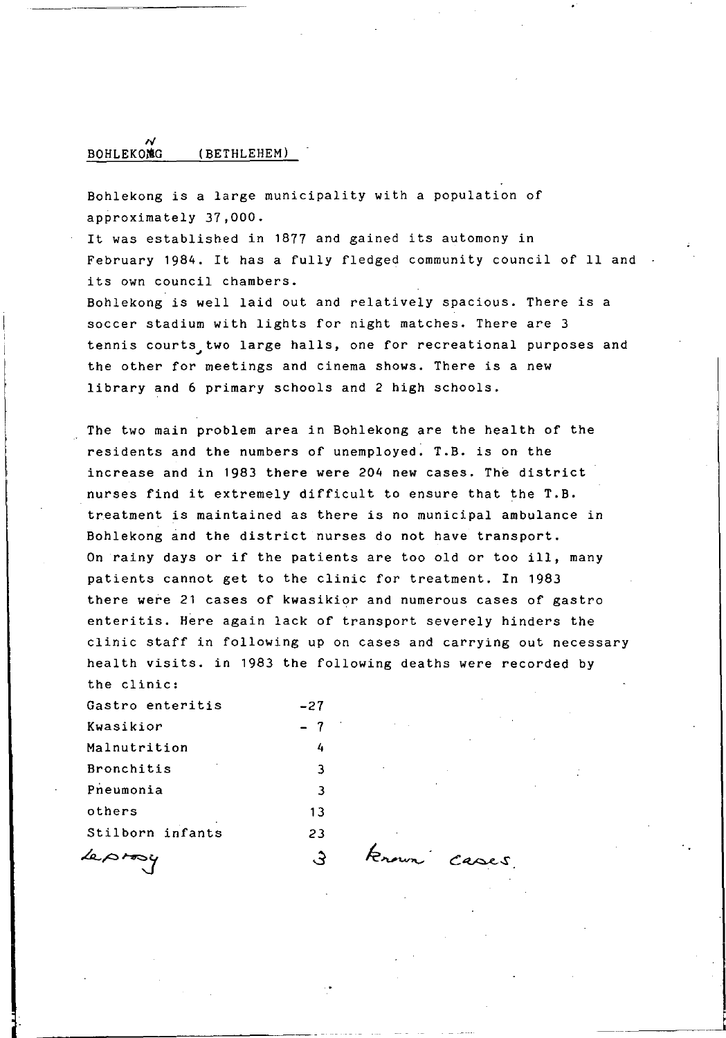## BOHLEKONG (BETHLEHEM)

Bohlekong is a large municipality with a population of approximately 37,000.
It was established in 1877 and gained its automony in February 1984. It has a fully fledged community council of 11 and its own council chambers.
Bohlekong is well laid out and relatively spacious. There is a soccer stadium with lights for night matches. There are 3 tennis courts, two large halls, one for recreational purposes and the other for meetings and cinema shows. There is a new library and 6 primary schools and 2 high schools.

The two main problem area in Bohlekong are the health of the residents and the numbers of unemployed. T.B. is on the increase and in 1983 there were 204 new cases. The district nurses find it extremely difficult to ensure that the T.B. treatment is maintained as there is no municipal ambulance in Bohlekong and the district nurses do not have transport. On rainy days or if the patients are too old or too ill, many patients cannot get to the clinic for treatment. In 1983 there were 21 cases of kwasikior and numerous cases of gastro enteritis. Here again lack of transport severely hinders the clinic staff in following up on cases and carrying out necessary health visits. in 1983 the following deaths were recorded by the clinic:

| | |
|---|---|
| Gastro enteritis | -27 |
| Kwasikior | - 7 |
| Malnutrition | 4 |
| Bronchitis | 3 |
| Pneumonia | 3 |
| others | 13 |
| Stilborn infants | 23 |
| Leprosy | 3 known cases. |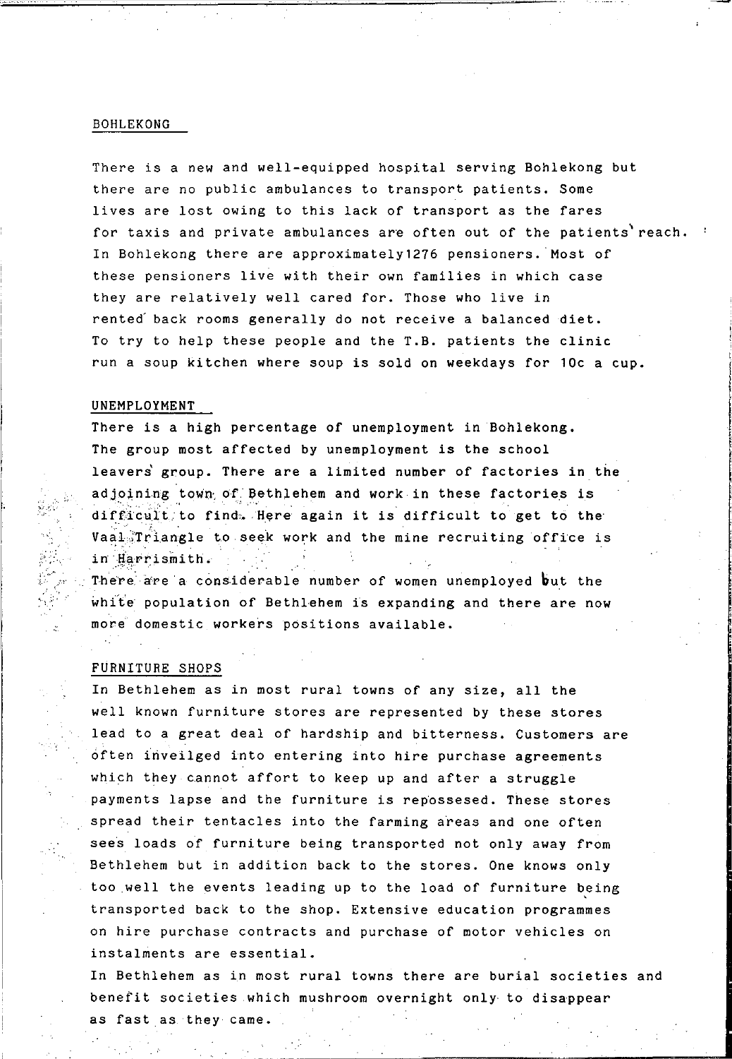## BOHLEKONG

There is a new and well-equipped hospital serving Bohlekong but there are no public ambulances to transport patients. Some lives are lost owing to this lack of transport as the fares for taxis and private ambulances are often out of the patients' reach. In Bohlekong there are approximately1276 pensioners. Most of these pensioners live with their own families in which case they are relatively well cared for. Those who live in rented back rooms generally do not receive a balanced diet. To try to help these people and the T.B. patients the clinic run a soup kitchen where soup is sold on weekdays for 10c a cup.

## UNEMPLOYMENT

There is a high percentage of unemployment in Bohlekong. The group most affected by unemployment is the school leavers group. There are a limited number of factories in the adjoining town of Bethlehem and work in these factories is difficult to find. Here again it is difficult to get to the Vaal Triangle to seek work and the mine recruiting office is in Harrismith.

There are a considerable number of women unemployed but the white population of Bethlehem is expanding and there are now more domestic workers positions available.

## FURNITURE SHOPS

In Bethlehem as in most rural towns of any size, all the well known furniture stores are represented by these stores lead to a great deal of hardship and bitterness. Customers are often inveilged into entering into hire purchase agreements which they cannot affort to keep up and after a struggle payments lapse and the furniture is repossesed. These stores spread their tentacles into the farming areas and one often sees loads of furniture being transported not only away from Bethlehem but in addition back to the stores. One knows only too well the events leading up to the load of furniture being transported back to the shop. Extensive education programmes on hire purchase contracts and purchase of motor vehicles on instalments are essential.

In Bethlehem as in most rural towns there are burial societies and benefit societies which mushroom overnight only to disappear as fast as they came.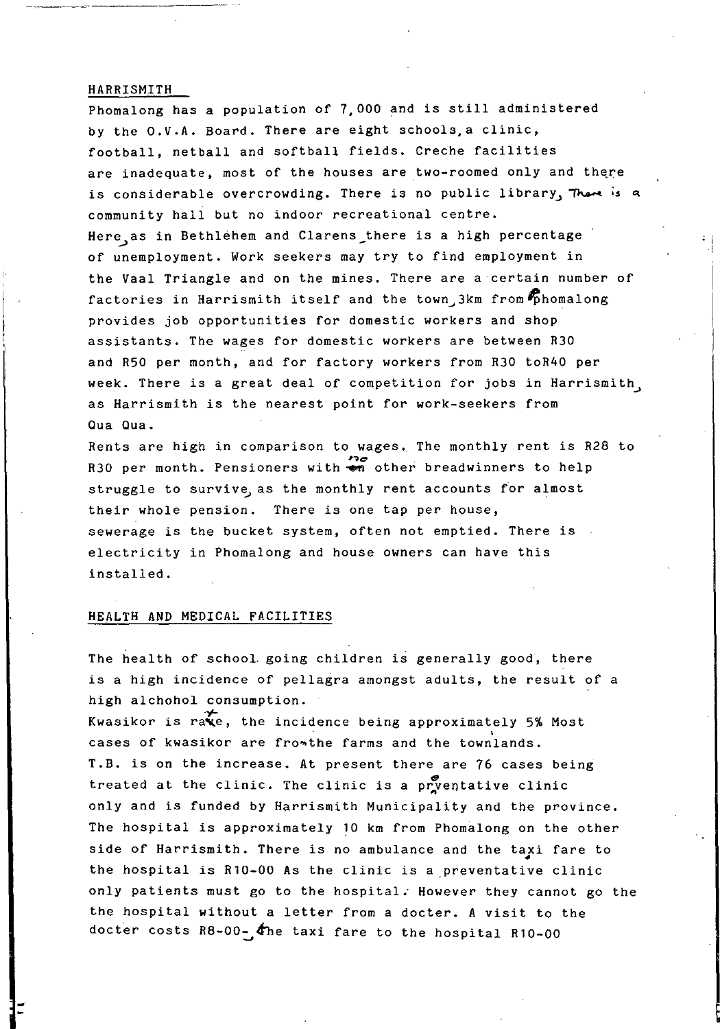## HARRISMITH

Phomalong has a population of 7,000 and is still administered by the O.V.A. Board. There are eight schools, a clinic, football, netball and softball fields. Creche facilities are inadequate, most of the houses are two-roomed only and there is considerable overcrowding. There is no public library, There is a community hall but no indoor recreational centre.

Here, as in Bethlehem and Clarens, there is a high percentage of unemployment. Work seekers may try to find employment in the Vaal Triangle and on the mines. There are a certain number of factories in Harrismith itself and the town, 3km from Phomalong provides job opportunities for domestic workers and shop assistants. The wages for domestic workers are between R30 and R50 per month, and for factory workers from R30 toR40 per week. There is a great deal of competition for jobs in Harrismith, as Harrismith is the nearest point for work-seekers from Qua Qua.

Rents are high in comparison to wages. The monthly rent is R28 to R30 per month. Pensioners with no other breadwinners to help struggle to survive, as the monthly rent accounts for almost their whole pension. There is one tap per house, sewerage is the bucket system, often not emptied. There is electricity in Phomalong and house owners can have this installed.

## HEALTH AND MEDICAL FACILITIES

The health of school going children is generally good, there is a high incidence of pellagra amongst adults, the result of a high alchohol consumption.

Kwasikor is rare, the incidence being approximately 5% Most cases of kwasikor are from the farms and the townlands.

T.B. is on the increase. At present there are 76 cases being treated at the clinic. The clinic is a preventative clinic only and is funded by Harrismith Municipality and the province. The hospital is approximately 10 km from Phomalong on the other side of Harrismith. There is no ambulance and the taxi fare to the hospital is R10-00 As the clinic is a preventative clinic only patients must go to the hospital. However they cannot go the the hospital without a letter from a docter. A visit to the docter costs R8-00, the taxi fare to the hospital R10-00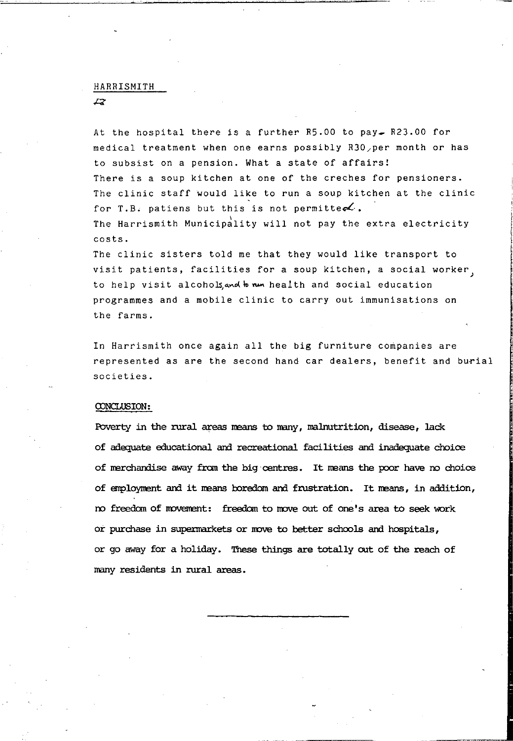HARRISMITH

At the hospital there is a further R5.00 to pay - R23.00 for medical treatment when one earns possibly R30,per month or has to subsist on a pension. What a state of affairs!

There is a soup kitchen at one of the creches for pensioners.

The clinic staff would like to run a soup kitchen at the clinic for T.B. patiens but this is not permitted.

The Harrismith Municipality will not pay the extra electricity costs.

The clinic sisters told me that they would like transport to visit patients, facilities for a soup kitchen, a social worker, to help visit alcohols, and to run health and social education programmes and a mobile clinic to carry out immunisations on the farms.

In Harrismith once again all the big furniture companies are represented as are the second hand car dealers, benefit and burial societies.

## CONCLUSION:

Poverty in the rural areas means to many, malnutrition, disease, lack of adequate educational and recreational facilities and inadequate choice of merchandise away from the big centres. It means the poor have no choice of employment and it means boredom and frustration. It means, in addition, no freedom of movement: freedom to move out of one's area to seek work or purchase in supermarkets or move to better schools and hospitals, or go away for a holiday. These things are totally out of the reach of many residents in rural areas.

---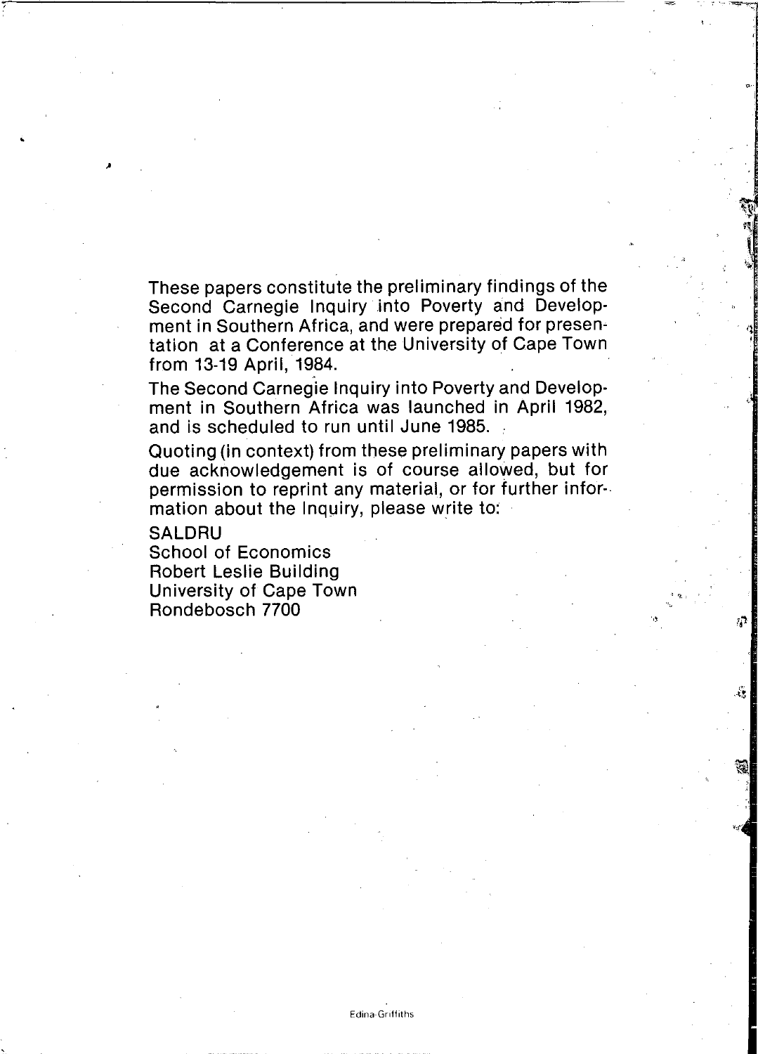These papers constitute the preliminary findings of the Second Carnegie Inquiry into Poverty and Development in Southern Africa, and were prepared for presentation at a Conference at the University of Cape Town from 13-19 April, 1984.

The Second Carnegie Inquiry into Poverty and Development in Southern Africa was launched in April 1982, and is scheduled to run until June 1985.

Quoting (in context) from these preliminary papers with due acknowledgement is of course allowed, but for permission to reprint any material, or for further information about the Inquiry, please write to:

SALDRU
School of Economics
Robert Leslie Building
University of Cape Town
Rondebosch 7700

Edina-Griffiths